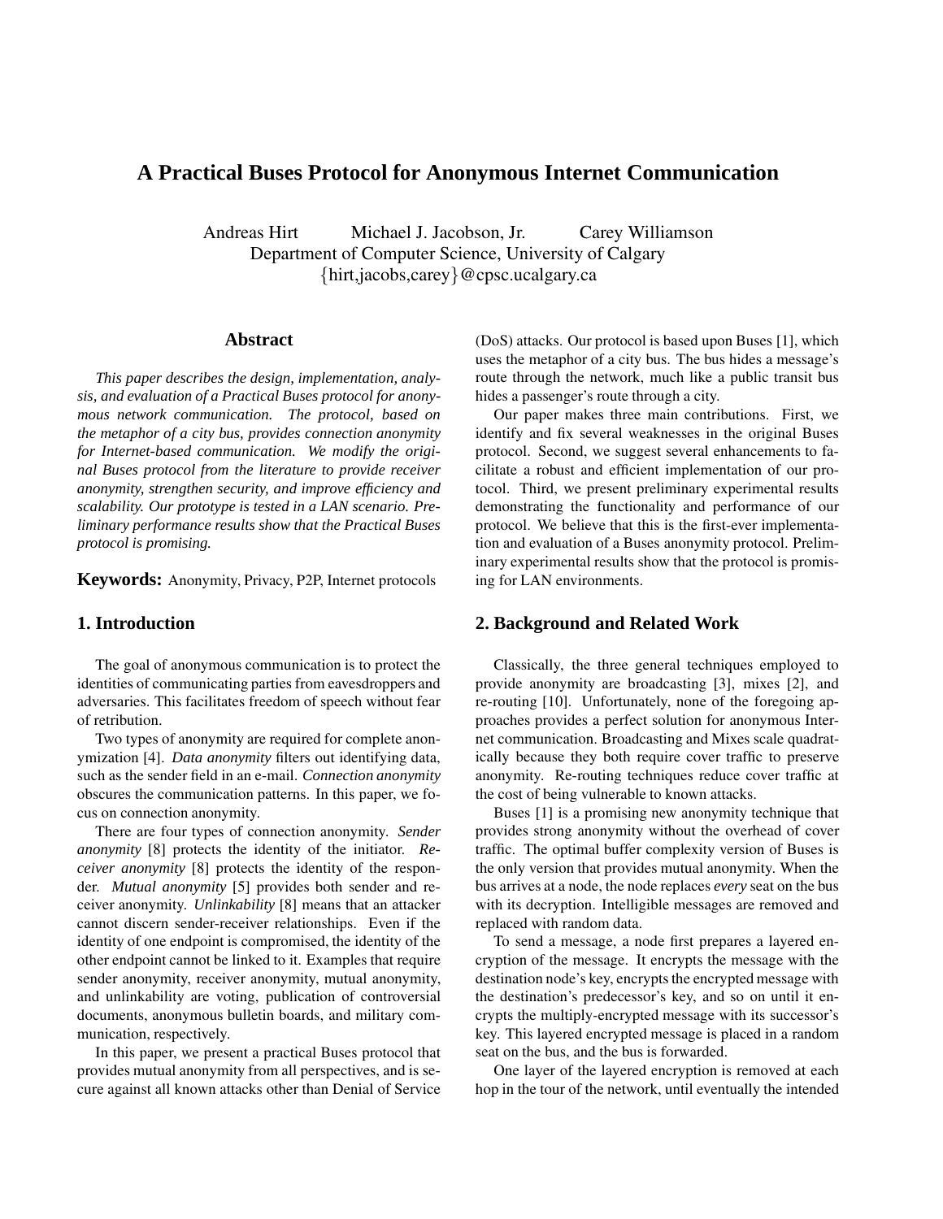# A Practical Buses Protocol for Anonymous Internet Communication

Andreas Hirt Michael J. Jacobson, Jr. Carey Williamson
Department of Computer Science, University of Calgary
{hirt,jacobs,carey}@cpsc.ucalgary.ca

## Abstract

*This paper describes the design, implementation, analysis, and evaluation of a Practical Buses protocol for anonymous network communication. The protocol, based on the metaphor of a city bus, provides connection anonymity for Internet-based communication. We modify the original Buses protocol from the literature to provide receiver anonymity, strengthen security, and improve efficiency and scalability. Our prototype is tested in a LAN scenario. Preliminary performance results show that the Practical Buses protocol is promising.*

**Keywords:** Anonymity, Privacy, P2P, Internet protocols

## 1. Introduction

The goal of anonymous communication is to protect the identities of communicating parties from eavesdroppers and adversaries. This facilitates freedom of speech without fear of retribution.

Two types of anonymity are required for complete anonymization [4]. *Data anonymity* filters out identifying data, such as the sender field in an e-mail. *Connection anonymity* obscures the communication patterns. In this paper, we focus on connection anonymity.

There are four types of connection anonymity. *Sender anonymity* [8] protects the identity of the initiator. *Receiver anonymity* [8] protects the identity of the responder. *Mutual anonymity* [5] provides both sender and receiver anonymity. *Unlinkability* [8] means that an attacker cannot discern sender-receiver relationships. Even if the identity of one endpoint is compromised, the identity of the other endpoint cannot be linked to it. Examples that require sender anonymity, receiver anonymity, mutual anonymity, and unlinkability are voting, publication of controversial documents, anonymous bulletin boards, and military communication, respectively.

In this paper, we present a practical Buses protocol that provides mutual anonymity from all perspectives, and is secure against all known attacks other than Denial of Service (DoS) attacks. Our protocol is based upon Buses [1], which uses the metaphor of a city bus. The bus hides a message's route through the network, much like a public transit bus hides a passenger's route through a city.

Our paper makes three main contributions. First, we identify and fix several weaknesses in the original Buses protocol. Second, we suggest several enhancements to facilitate a robust and efficient implementation of our protocol. Third, we present preliminary experimental results demonstrating the functionality and performance of our protocol. We believe that this is the first-ever implementation and evaluation of a Buses anonymity protocol. Preliminary experimental results show that the protocol is promising for LAN environments.

## 2. Background and Related Work

Classically, the three general techniques employed to provide anonymity are broadcasting [3], mixes [2], and re-routing [10]. Unfortunately, none of the foregoing approaches provides a perfect solution for anonymous Internet communication. Broadcasting and Mixes scale quadratically because they both require cover traffic to preserve anonymity. Re-routing techniques reduce cover traffic at the cost of being vulnerable to known attacks.

Buses [1] is a promising new anonymity technique that provides strong anonymity without the overhead of cover traffic. The optimal buffer complexity version of Buses is the only version that provides mutual anonymity. When the bus arrives at a node, the node replaces *every* seat on the bus with its decryption. Intelligible messages are removed and replaced with random data.

To send a message, a node first prepares a layered encryption of the message. It encrypts the message with the destination node's key, encrypts the encrypted message with the destination's predecessor's key, and so on until it encrypts the multiply-encrypted message with its successor's key. This layered encrypted message is placed in a random seat on the bus, and the bus is forwarded.

One layer of the layered encryption is removed at each hop in the tour of the network, until eventually the intended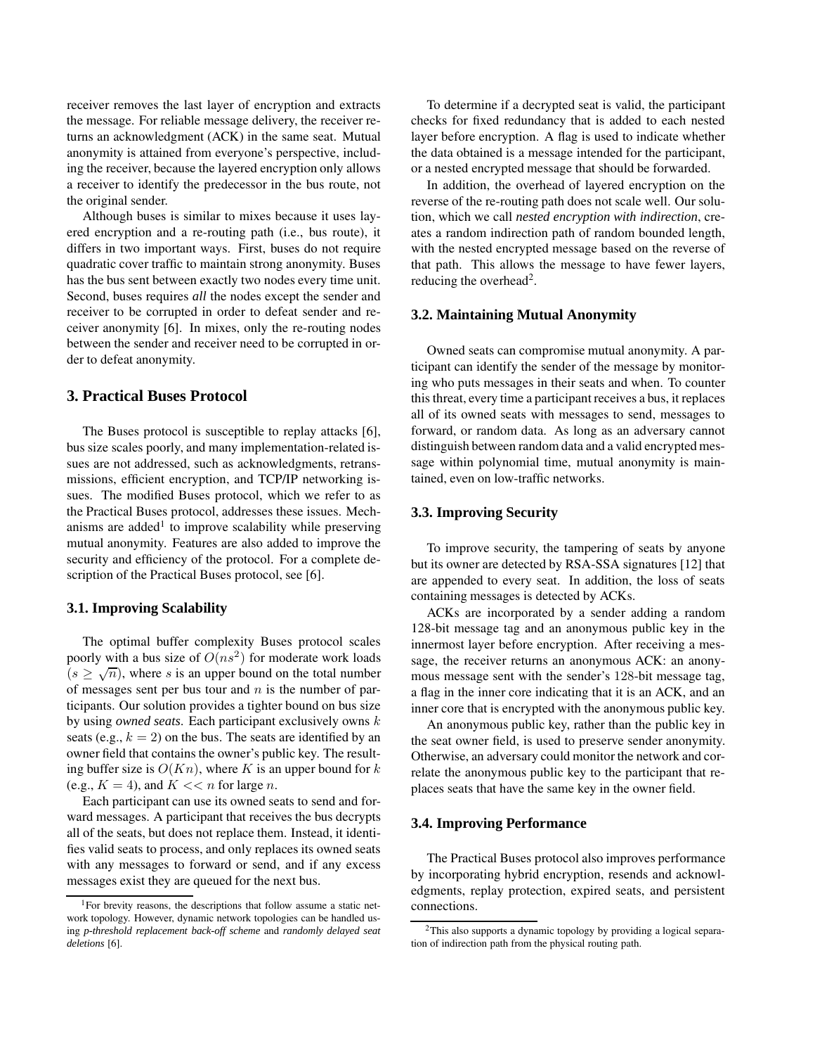receiver removes the last layer of encryption and extracts the message. For reliable message delivery, the receiver returns an acknowledgment (ACK) in the same seat. Mutual anonymity is attained from everyone's perspective, including the receiver, because the layered encryption only allows a receiver to identify the predecessor in the bus route, not the original sender.

Although buses is similar to mixes because it uses layered encryption and a re-routing path (i.e., bus route), it differs in two important ways. First, buses do not require quadratic cover traffic to maintain strong anonymity. Buses has the bus sent between exactly two nodes every time unit. Second, buses requires *all* the nodes except the sender and receiver to be corrupted in order to defeat sender and receiver anonymity [6]. In mixes, only the re-routing nodes between the sender and receiver need to be corrupted in order to defeat anonymity.

## 3. Practical Buses Protocol

The Buses protocol is susceptible to replay attacks [6], bus size scales poorly, and many implementation-related issues are not addressed, such as acknowledgments, retransmissions, efficient encryption, and TCP/IP networking issues. The modified Buses protocol, which we refer to as the Practical Buses protocol, addresses these issues. Mechanisms are added[1] to improve scalability while preserving mutual anonymity. Features are also added to improve the security and efficiency of the protocol. For a complete description of the Practical Buses protocol, see [6].

### 3.1. Improving Scalability

The optimal buffer complexity Buses protocol scales poorly with a bus size of $O(ns^2)$ for moderate work loads ($s \geq \sqrt{n}$), where $s$ is an upper bound on the total number of messages sent per bus tour and $n$ is the number of participants. Our solution provides a tighter bound on bus size by using *owned seats*. Each participant exclusively owns $k$ seats (e.g., $k = 2$) on the bus. The seats are identified by an owner field that contains the owner's public key. The resulting buffer size is $O(Kn)$, where $K$ is an upper bound for $k$ (e.g., $K = 4$), and $K << n$ for large $n$.

Each participant can use its owned seats to send and forward messages. A participant that receives the bus decrypts all of the seats, but does not replace them. Instead, it identifies valid seats to process, and only replaces its owned seats with any messages to forward or send, and if any excess messages exist they are queued for the next bus.

To determine if a decrypted seat is valid, the participant checks for fixed redundancy that is added to each nested layer before encryption. A flag is used to indicate whether the data obtained is a message intended for the participant, or a nested encrypted message that should be forwarded.

In addition, the overhead of layered encryption on the reverse of the re-routing path does not scale well. Our solution, which we call *nested encryption with indirection*, creates a random indirection path of random bounded length, with the nested encrypted message based on the reverse of that path. This allows the message to have fewer layers, reducing the overhead[2].

### 3.2. Maintaining Mutual Anonymity

Owned seats can compromise mutual anonymity. A participant can identify the sender of the message by monitoring who puts messages in their seats and when. To counter this threat, every time a participant receives a bus, it replaces all of its owned seats with messages to send, messages to forward, or random data. As long as an adversary cannot distinguish between random data and a valid encrypted message within polynomial time, mutual anonymity is maintained, even on low-traffic networks.

### 3.3. Improving Security

To improve security, the tampering of seats by anyone but its owner are detected by RSA-SSA signatures [12] that are appended to every seat. In addition, the loss of seats containing messages is detected by ACKs.

ACKs are incorporated by a sender adding a random 128-bit message tag and an anonymous public key in the innermost layer before encryption. After receiving a message, the receiver returns an anonymous ACK: an anonymous message sent with the sender's 128-bit message tag, a flag in the inner core indicating that it is an ACK, and an inner core that is encrypted with the anonymous public key.

An anonymous public key, rather than the public key in the seat owner field, is used to preserve sender anonymity. Otherwise, an adversary could monitor the network and correlate the anonymous public key to the participant that replaces seats that have the same key in the owner field.

### 3.4. Improving Performance

The Practical Buses protocol also improves performance by incorporating hybrid encryption, resends and acknowledgments, replay protection, expired seats, and persistent connections.

[1] For brevity reasons, the descriptions that follow assume a static network topology. However, dynamic network topologies can be handled using *p-threshold replacement back-off scheme* and *randomly delayed seat deletions* [6].

[2] This also supports a dynamic topology by providing a logical separation of indirection path from the physical routing path.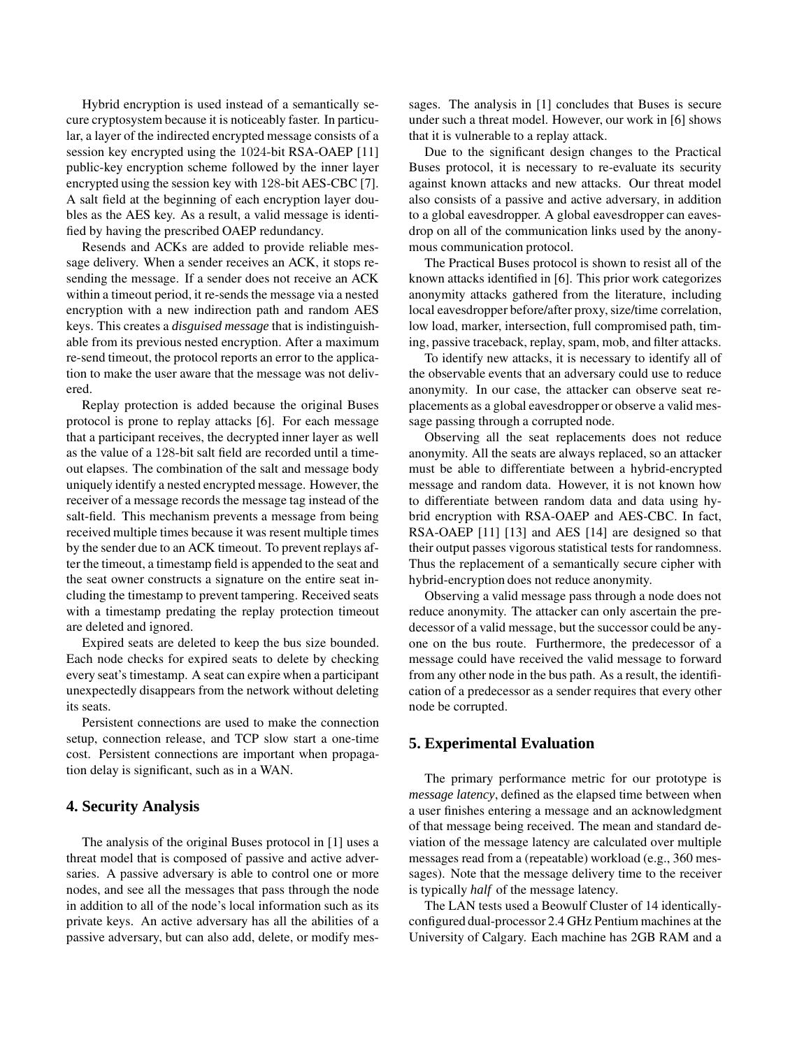Hybrid encryption is used instead of a semantically secure cryptosystem because it is noticeably faster. In particular, a layer of the indirected encrypted message consists of a session key encrypted using the 1024-bit RSA-OAEP [11] public-key encryption scheme followed by the inner layer encrypted using the session key with 128-bit AES-CBC [7]. A salt field at the beginning of each encryption layer doubles as the AES key. As a result, a valid message is identified by having the prescribed OAEP redundancy.

Resends and ACKs are added to provide reliable message delivery. When a sender receives an ACK, it stops resending the message. If a sender does not receive an ACK within a timeout period, it re-sends the message via a nested encryption with a new indirection path and random AES keys. This creates a *disguised message* that is indistinguishable from its previous nested encryption. After a maximum re-send timeout, the protocol reports an error to the application to make the user aware that the message was not delivered.

Replay protection is added because the original Buses protocol is prone to replay attacks [6]. For each message that a participant receives, the decrypted inner layer as well as the value of a 128-bit salt field are recorded until a timeout elapses. The combination of the salt and message body uniquely identify a nested encrypted message. However, the receiver of a message records the message tag instead of the salt-field. This mechanism prevents a message from being received multiple times because it was resent multiple times by the sender due to an ACK timeout. To prevent replays after the timeout, a timestamp field is appended to the seat and the seat owner constructs a signature on the entire seat including the timestamp to prevent tampering. Received seats with a timestamp predating the replay protection timeout are deleted and ignored.

Expired seats are deleted to keep the bus size bounded. Each node checks for expired seats to delete by checking every seat's timestamp. A seat can expire when a participant unexpectedly disappears from the network without deleting its seats.

Persistent connections are used to make the connection setup, connection release, and TCP slow start a one-time cost. Persistent connections are important when propagation delay is significant, such as in a WAN.

## 4. Security Analysis

The analysis of the original Buses protocol in [1] uses a threat model that is composed of passive and active adversaries. A passive adversary is able to control one or more nodes, and see all the messages that pass through the node in addition to all of the node's local information such as its private keys. An active adversary has all the abilities of a passive adversary, but can also add, delete, or modify messages. The analysis in [1] concludes that Buses is secure under such a threat model. However, our work in [6] shows that it is vulnerable to a replay attack.

Due to the significant design changes to the Practical Buses protocol, it is necessary to re-evaluate its security against known attacks and new attacks. Our threat model also consists of a passive and active adversary, in addition to a global eavesdropper. A global eavesdropper can eavesdrop on all of the communication links used by the anonymous communication protocol.

The Practical Buses protocol is shown to resist all of the known attacks identified in [6]. This prior work categorizes anonymity attacks gathered from the literature, including local eavesdropper before/after proxy, size/time correlation, low load, marker, intersection, full compromised path, timing, passive traceback, replay, spam, mob, and filter attacks.

To identify new attacks, it is necessary to identify all of the observable events that an adversary could use to reduce anonymity. In our case, the attacker can observe seat replacements as a global eavesdropper or observe a valid message passing through a corrupted node.

Observing all the seat replacements does not reduce anonymity. All the seats are always replaced, so an attacker must be able to differentiate between a hybrid-encrypted message and random data. However, it is not known how to differentiate between random data and data using hybrid encryption with RSA-OAEP and AES-CBC. In fact, RSA-OAEP [11] [13] and AES [14] are designed so that their output passes vigorous statistical tests for randomness. Thus the replacement of a semantically secure cipher with hybrid-encryption does not reduce anonymity.

Observing a valid message pass through a node does not reduce anonymity. The attacker can only ascertain the predecessor of a valid message, but the successor could be anyone on the bus route. Furthermore, the predecessor of a message could have received the valid message to forward from any other node in the bus path. As a result, the identification of a predecessor as a sender requires that every other node be corrupted.

## 5. Experimental Evaluation

The primary performance metric for our prototype is *message latency*, defined as the elapsed time between when a user finishes entering a message and an acknowledgment of that message being received. The mean and standard deviation of the message latency are calculated over multiple messages read from a (repeatable) workload (e.g., 360 messages). Note that the message delivery time to the receiver is typically *half* of the message latency.

The LAN tests used a Beowulf Cluster of 14 identically-configured dual-processor 2.4 GHz Pentium machines at the University of Calgary. Each machine has 2GB RAM and a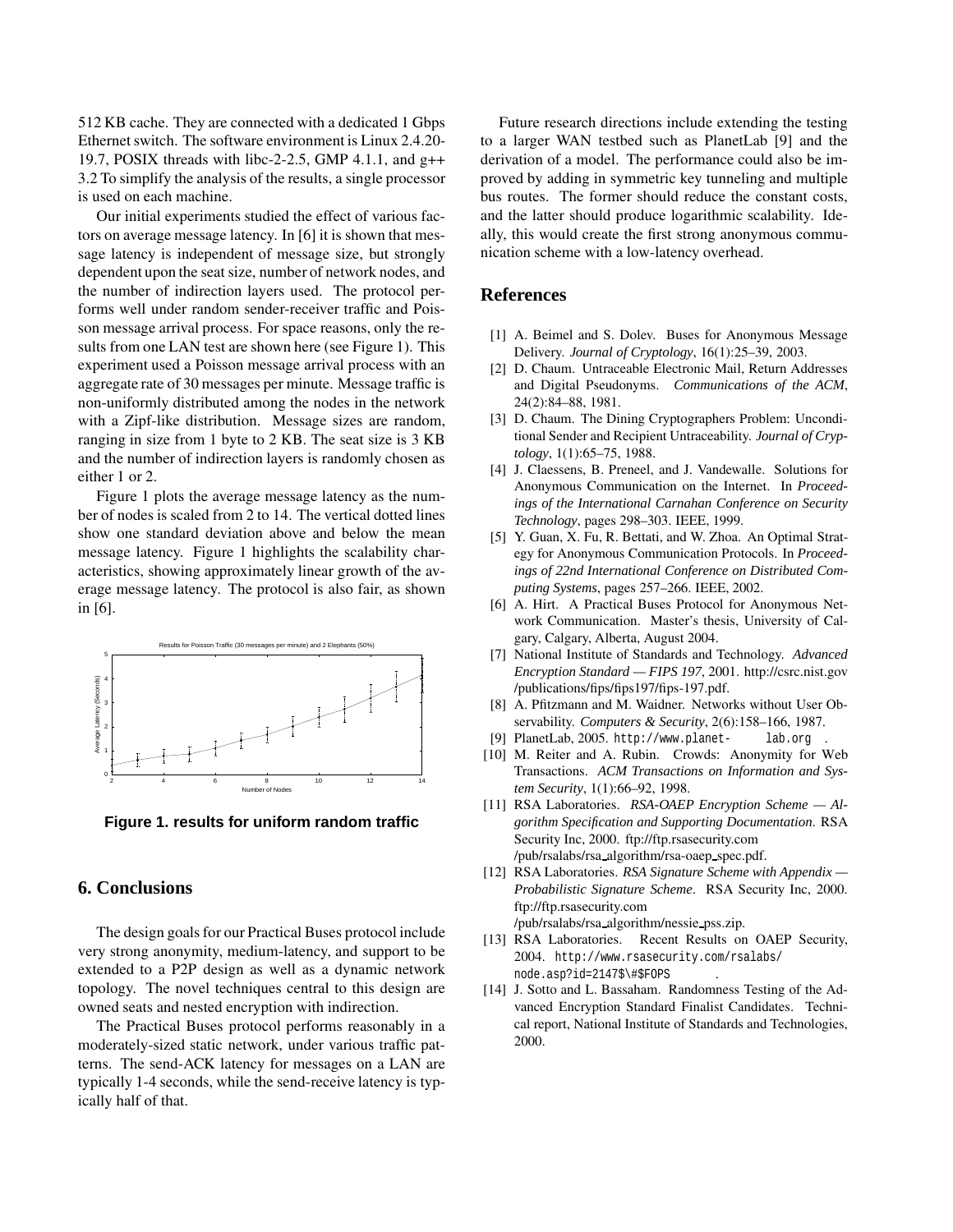512 KB cache. They are connected with a dedicated 1 Gbps Ethernet switch. The software environment is Linux 2.4.20-19.7, POSIX threads with libc-2-2.5, GMP 4.1.1, and g++ 3.2 To simplify the analysis of the results, a single processor is used on each machine.

Our initial experiments studied the effect of various factors on average message latency. In [6] it is shown that message latency is independent of message size, but strongly dependent upon the seat size, number of network nodes, and the number of indirection layers used. The protocol performs well under random sender-receiver traffic and Poisson message arrival process. For space reasons, only the results from one LAN test are shown here (see Figure 1). This experiment used a Poisson message arrival process with an aggregate rate of 30 messages per minute. Message traffic is non-uniformly distributed among the nodes in the network with a Zipf-like distribution. Message sizes are random, ranging in size from 1 byte to 2 KB. The seat size is 3 KB and the number of indirection layers is randomly chosen as either 1 or 2.

Figure 1 plots the average message latency as the number of nodes is scaled from 2 to 14. The vertical dotted lines show one standard deviation above and below the mean message latency. Figure 1 highlights the scalability characteristics, showing approximately linear growth of the average message latency. The protocol is also fair, as shown in [6].

Results for Poisson Traffic (30 messages per minute) and 2 Elephants (50%)

Average Latency (Seconds)

0
1
2
3
4
5

Number of Nodes

2
4
6
8
10
12
14

**Figure 1. results for uniform random traffic**

## 6. Conclusions

The design goals for our Practical Buses protocol include very strong anonymity, medium-latency, and support to be extended to a P2P design as well as a dynamic network topology. The novel techniques central to this design are owned seats and nested encryption with indirection.

The Practical Buses protocol performs reasonably in a moderately-sized static network, under various traffic patterns. The send-ACK latency for messages on a LAN are typically 1-4 seconds, while the send-receive latency is typically half of that.

Future research directions include extending the testing to a larger WAN testbed such as PlanetLab [9] and the derivation of a model. The performance could also be improved by adding in symmetric key tunneling and multiple bus routes. The former should reduce the constant costs, and the latter should produce logarithmic scalability. Ideally, this would create the first strong anonymous communication scheme with a low-latency overhead.

## References

[1] A. Beimel and S. Dolev. Buses for Anonymous Message Delivery. *Journal of Cryptology*, 16(1):25–39, 2003.

[2] D. Chaum. Untraceable Electronic Mail, Return Addresses and Digital Pseudonyms. *Communications of the ACM*, 24(2):84–88, 1981.

[3] D. Chaum. The Dining Cryptographers Problem: Unconditional Sender and Recipient Untraceability. *Journal of Cryptology*, 1(1):65–75, 1988.

[4] J. Claessens, B. Preneel, and J. Vandewalle. Solutions for Anonymous Communication on the Internet. In *Proceedings of the International Carnahan Conference on Security Technology*, pages 298–303. IEEE, 1999.

[5] Y. Guan, X. Fu, R. Bettati, and W. Zhoa. An Optimal Strategy for Anonymous Communication Protocols. In *Proceedings of 22nd International Conference on Distributed Computing Systems*, pages 257–266. IEEE, 2002.

[6] A. Hirt. A Practical Buses Protocol for Anonymous Network Communication. Master's thesis, University of Calgary, Calgary, Alberta, August 2004.

[7] National Institute of Standards and Technology. *Advanced Encryption Standard — FIPS 197*, 2001. http://csrc.nist.gov/publications/fips/fips197/fips-197.pdf.

[8] A. Pfitzmann and M. Waidner. Networks without User Observability. *Computers & Security*, 2(6):158–166, 1987.

[9] PlanetLab, 2005. http://www.planet-lab.org.

[10] M. Reiter and A. Rubin. Crowds: Anonymity for Web Transactions. *ACM Transactions on Information and System Security*, 1(1):66–92, 1998.

[11] RSA Laboratories. *RSA-OAEP Encryption Scheme — Algorithm Specification and Supporting Documentation*. RSA Security Inc, 2000. ftp://ftp.rsasecurity.com/pub/rsalabs/rsa_algorithm/rsa-oaep_spec.pdf.

[12] RSA Laboratories. *RSA Signature Scheme with Appendix — Probabilistic Signature Scheme*. RSA Security Inc, 2000. ftp://ftp.rsasecurity.com/pub/rsalabs/rsa_algorithm/nessie_pss.zip.

[13] RSA Laboratories. Recent Results on OAEP Security, 2004. http://www.rsasecurity.com/rsalabs/node.asp?id=2147$\#$FOPS.

[14] J. Sotto and L. Bassaham. Randomness Testing of the Advanced Encryption Standard Finalist Candidates. Technical report, National Institute of Standards and Technologies, 2000.